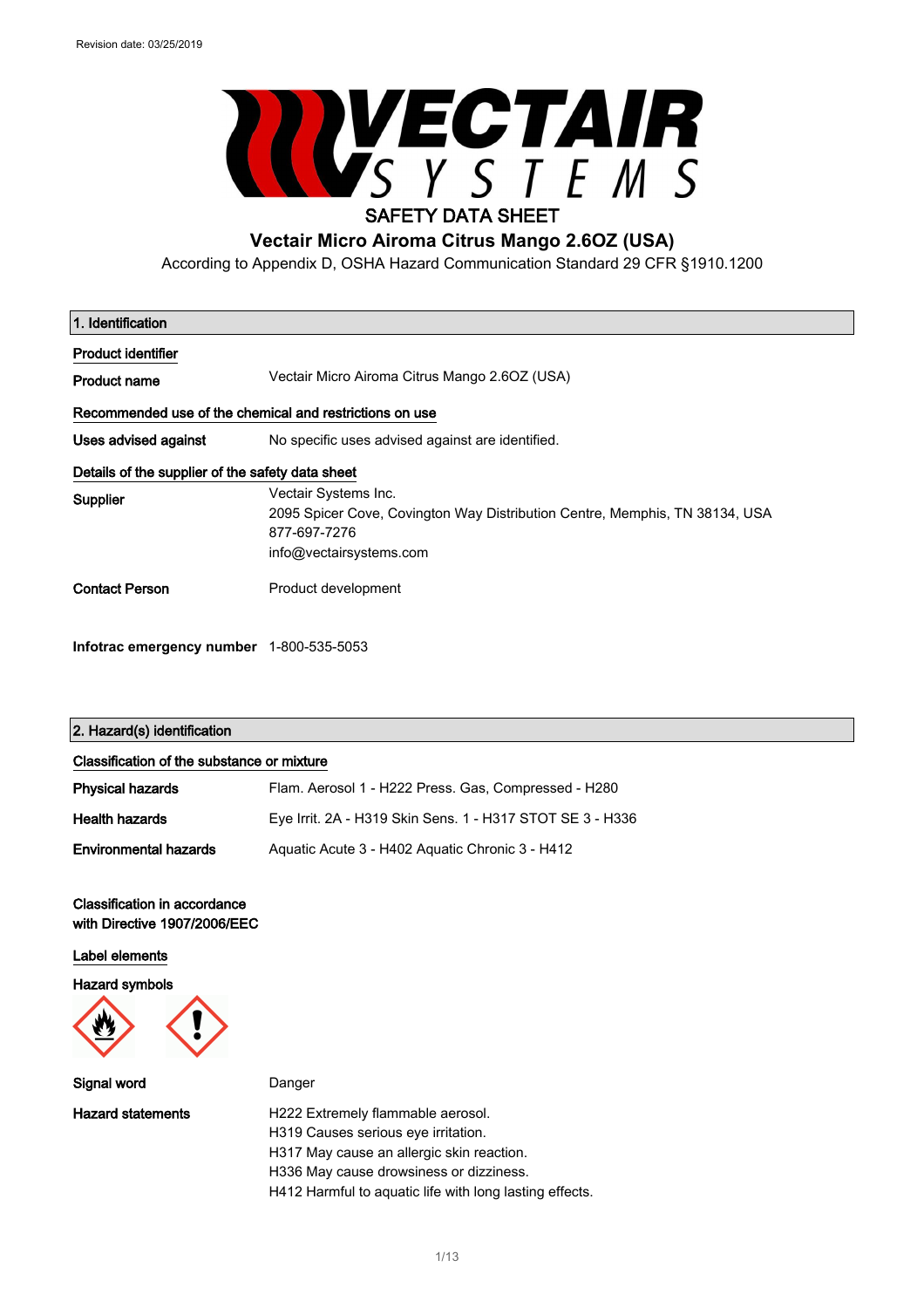Revision date: 03/25/2019

# SAFETY DATA SHEET

## Vectair Micro Airoma Citrus Mango 2.6OZ (USA)

According to Appendix D, OSHA Hazard Communication Standard 29 CFR §1910.1200

### 1. Identification

**Product identifier**

| | |
|---|---|
| **Product name** | Vectair Micro Airoma Citrus Mango 2.6OZ (USA) |

**Recommended use of the chemical and restrictions on use**

| | |
|---|---|
| **Uses advised against** | No specific uses advised against are identified. |

**Details of the supplier of the safety data sheet**

| | |
|---|---|
| **Supplier** | Vectair Systems Inc.<br>2095 Spicer Cove, Covington Way Distribution Centre, Memphis, TN 38134, USA<br>877-697-7276<br>info@vectairsystems.com |
| **Contact Person** | Product development |
| **Infotrac emergency number** | 1-800-535-5053 |

### 2. Hazard(s) identification

**Classification of the substance or mixture**

| | |
|---|---|
| **Physical hazards** | Flam. Aerosol 1 - H222 Press. Gas, Compressed - H280 |
| **Health hazards** | Eye Irrit. 2A - H319 Skin Sens. 1 - H317 STOT SE 3 - H336 |
| **Environmental hazards** | Aquatic Acute 3 - H402 Aquatic Chronic 3 - H412 |

**Classification in accordance with Directive 1907/2006/EEC**

**Label elements**

**Hazard symbols**

| | |
|---|---|
| **Signal word** | Danger |
| **Hazard statements** | H222 Extremely flammable aerosol.<br>H319 Causes serious eye irritation.<br>H317 May cause an allergic skin reaction.<br>H336 May cause drowsiness or dizziness.<br>H412 Harmful to aquatic life with long lasting effects. |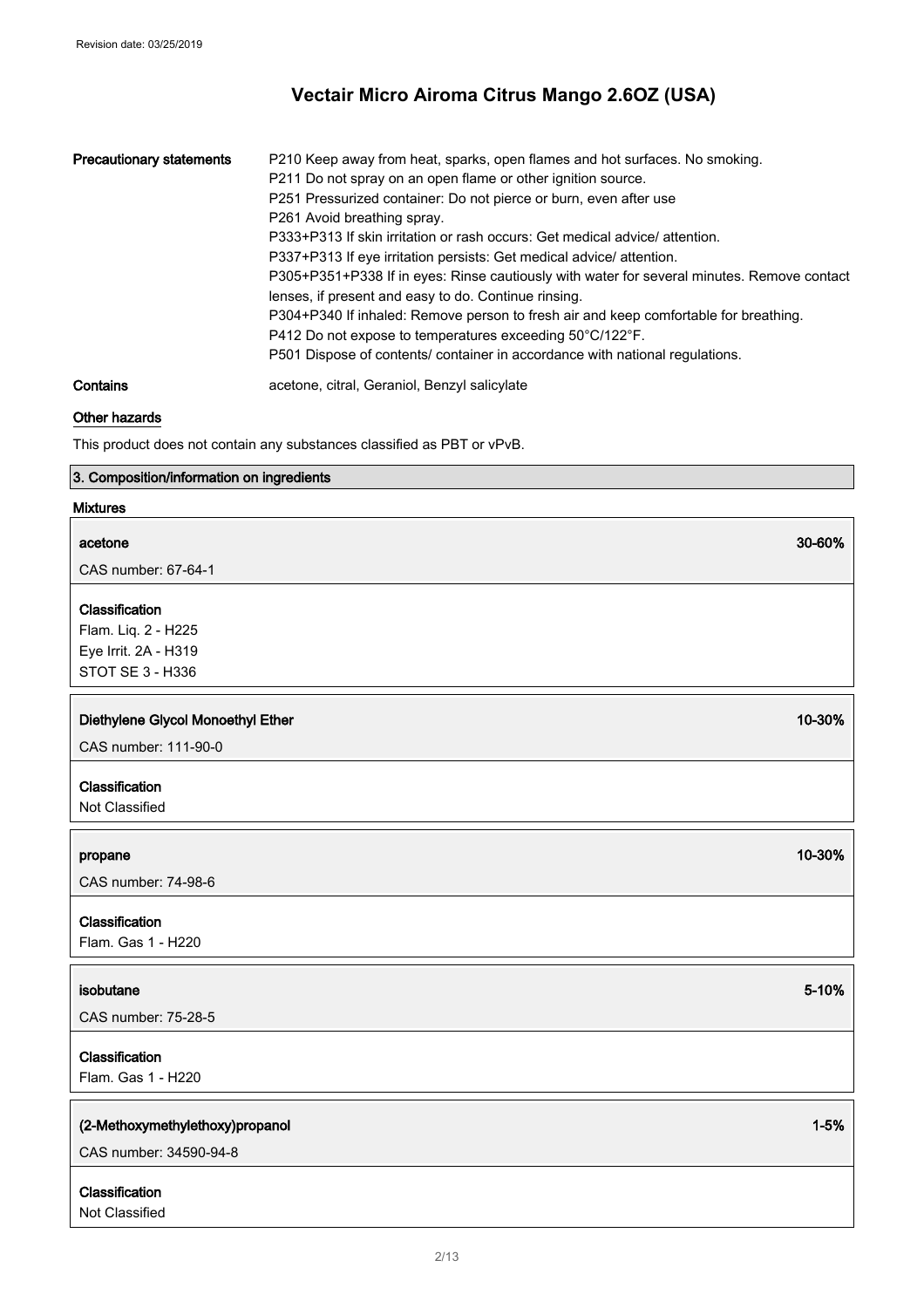| | |
|---|---|
| **Precautionary statements** | P210 Keep away from heat, sparks, open flames and hot surfaces. No smoking.<br>P211 Do not spray on an open flame or other ignition source.<br>P251 Pressurized container: Do not pierce or burn, even after use<br>P261 Avoid breathing spray.<br>P333+P313 If skin irritation or rash occurs: Get medical advice/ attention.<br>P337+P313 If eye irritation persists: Get medical advice/ attention.<br>P305+P351+P338 If in eyes: Rinse cautiously with water for several minutes. Remove contact lenses, if present and easy to do. Continue rinsing.<br>P304+P340 If inhaled: Remove person to fresh air and keep comfortable for breathing.<br>P412 Do not expose to temperatures exceeding 50°C/122°F.<br>P501 Dispose of contents/ container in accordance with national regulations. |
| **Contains** | acetone, citral, Geraniol, Benzyl salicylate |

**Other hazards**

This product does not contain any substances classified as PBT or vPvB.

## 3. Composition/information on ingredients

**Mixtures**

**acetone** — 30-60%

CAS number: 67-64-1

**Classification**

Flam. Liq. 2 - H225
Eye Irrit. 2A - H319
STOT SE 3 - H336

**Diethylene Glycol Monoethyl Ether** — 10-30%

CAS number: 111-90-0

**Classification**

Not Classified

**propane** — 10-30%

CAS number: 74-98-6

**Classification**

Flam. Gas 1 - H220

**isobutane** — 5-10%

CAS number: 75-28-5

**Classification**

Flam. Gas 1 - H220

**(2-Methoxymethylethoxy)propanol** — 1-5%

CAS number: 34590-94-8

**Classification**

Not Classified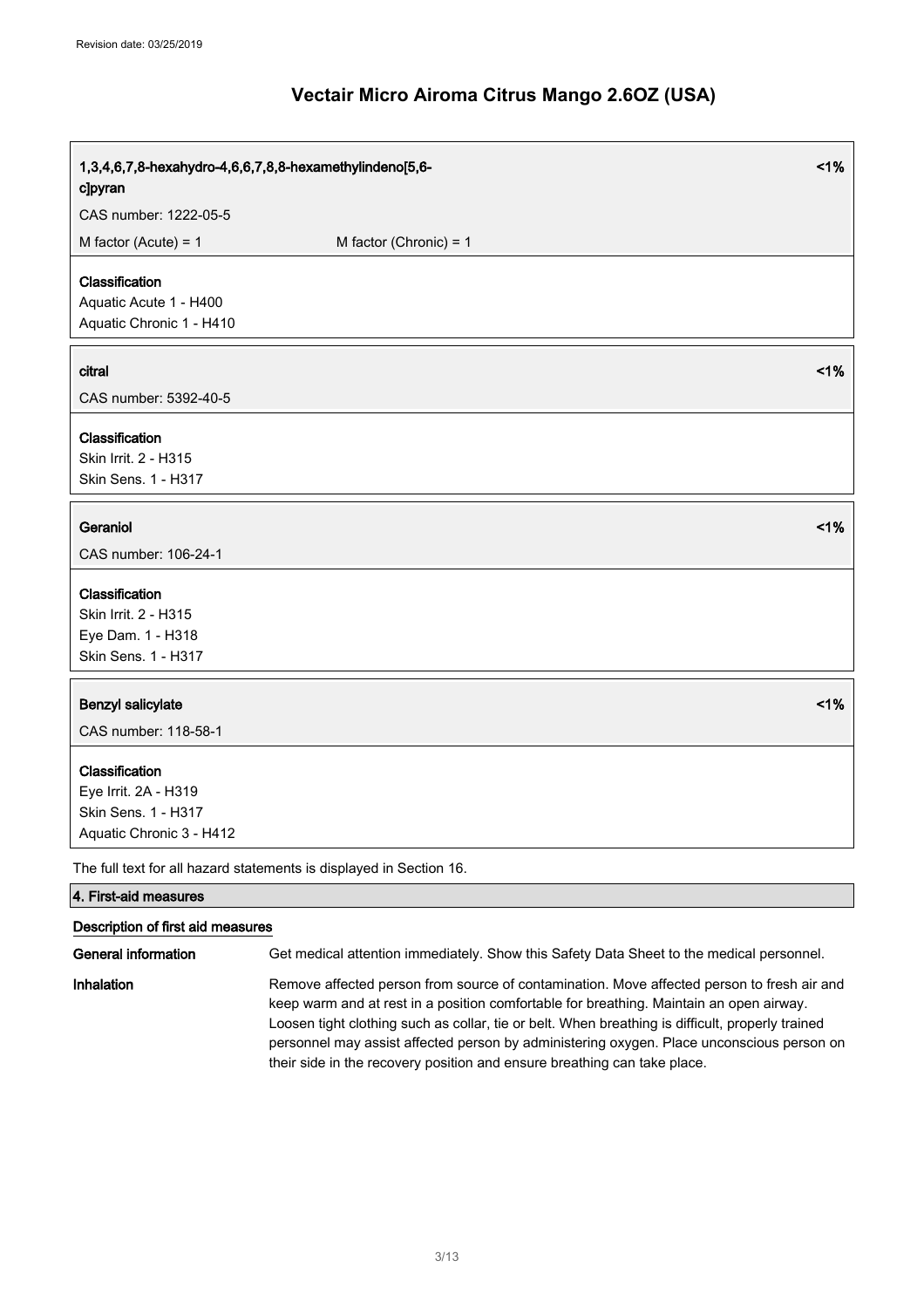# Vectair Micro Airoma Citrus Mango 2.6OZ (USA)

**1,3,4,6,7,8-hexahydro-4,6,6,7,8,8-hexamethylindeno[5,6-c]pyran** <1%

CAS number: 1222-05-5

M factor (Acute) = 1 M factor (Chronic) = 1

**Classification**
Aquatic Acute 1 - H400
Aquatic Chronic 1 - H410

**citral** <1%

CAS number: 5392-40-5

**Classification**
Skin Irrit. 2 - H315
Skin Sens. 1 - H317

**Geraniol** <1%

CAS number: 106-24-1

**Classification**
Skin Irrit. 2 - H315
Eye Dam. 1 - H318
Skin Sens. 1 - H317

**Benzyl salicylate** <1%

CAS number: 118-58-1

**Classification**
Eye Irrit. 2A - H319
Skin Sens. 1 - H317
Aquatic Chronic 3 - H412

The full text for all hazard statements is displayed in Section 16.

## 4. First-aid measures

### Description of first aid measures

**General information** Get medical attention immediately. Show this Safety Data Sheet to the medical personnel.

**Inhalation** Remove affected person from source of contamination. Move affected person to fresh air and keep warm and at rest in a position comfortable for breathing. Maintain an open airway. Loosen tight clothing such as collar, tie or belt. When breathing is difficult, properly trained personnel may assist affected person by administering oxygen. Place unconscious person on their side in the recovery position and ensure breathing can take place.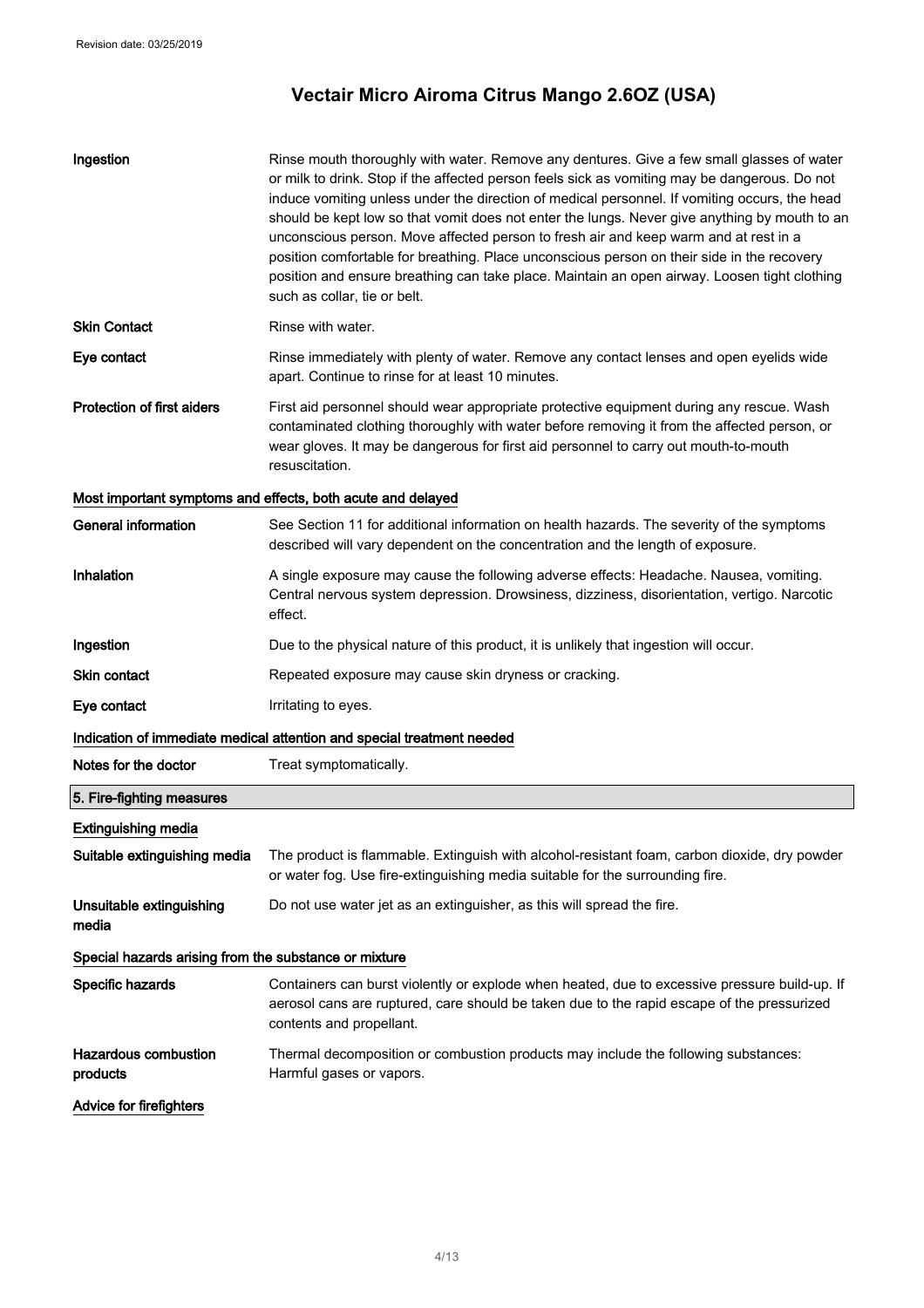| | |
|---|---|
| **Ingestion** | Rinse mouth thoroughly with water. Remove any dentures. Give a few small glasses of water or milk to drink. Stop if the affected person feels sick as vomiting may be dangerous. Do not induce vomiting unless under the direction of medical personnel. If vomiting occurs, the head should be kept low so that vomit does not enter the lungs. Never give anything by mouth to an unconscious person. Move affected person to fresh air and keep warm and at rest in a position comfortable for breathing. Place unconscious person on their side in the recovery position and ensure breathing can take place. Maintain an open airway. Loosen tight clothing such as collar, tie or belt. |
| **Skin Contact** | Rinse with water. |
| **Eye contact** | Rinse immediately with plenty of water. Remove any contact lenses and open eyelids wide apart. Continue to rinse for at least 10 minutes. |
| **Protection of first aiders** | First aid personnel should wear appropriate protective equipment during any rescue. Wash contaminated clothing thoroughly with water before removing it from the affected person, or wear gloves. It may be dangerous for first aid personnel to carry out mouth-to-mouth resuscitation. |

**Most important symptoms and effects, both acute and delayed**

| | |
|---|---|
| **General information** | See Section 11 for additional information on health hazards. The severity of the symptoms described will vary dependent on the concentration and the length of exposure. |
| **Inhalation** | A single exposure may cause the following adverse effects: Headache. Nausea, vomiting. Central nervous system depression. Drowsiness, dizziness, disorientation, vertigo. Narcotic effect. |
| **Ingestion** | Due to the physical nature of this product, it is unlikely that ingestion will occur. |
| **Skin contact** | Repeated exposure may cause skin dryness or cracking. |
| **Eye contact** | Irritating to eyes. |

**Indication of immediate medical attention and special treatment needed**

| | |
|---|---|
| **Notes for the doctor** | Treat symptomatically. |

## 5. Fire-fighting measures

**Extinguishing media**

| | |
|---|---|
| **Suitable extinguishing media** | The product is flammable. Extinguish with alcohol-resistant foam, carbon dioxide, dry powder or water fog. Use fire-extinguishing media suitable for the surrounding fire. |
| **Unsuitable extinguishing media** | Do not use water jet as an extinguisher, as this will spread the fire. |

**Special hazards arising from the substance or mixture**

| | |
|---|---|
| **Specific hazards** | Containers can burst violently or explode when heated, due to excessive pressure build-up. If aerosol cans are ruptured, care should be taken due to the rapid escape of the pressurized contents and propellant. |
| **Hazardous combustion products** | Thermal decomposition or combustion products may include the following substances: Harmful gases or vapors. |

**Advice for firefighters**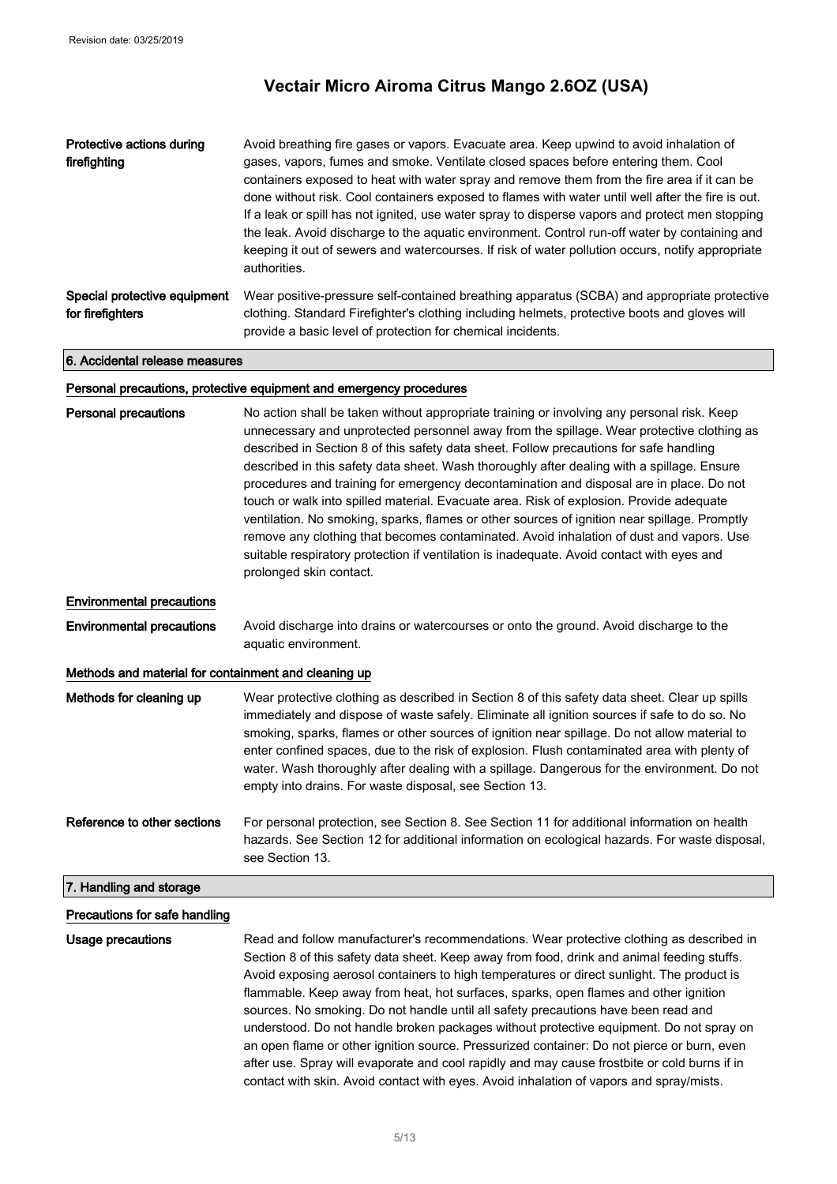**Protective actions during firefighting**

Avoid breathing fire gases or vapors. Evacuate area. Keep upwind to avoid inhalation of gases, vapors, fumes and smoke. Ventilate closed spaces before entering them. Cool containers exposed to heat with water spray and remove them from the fire area if it can be done without risk. Cool containers exposed to flames with water until well after the fire is out. If a leak or spill has not ignited, use water spray to disperse vapors and protect men stopping the leak. Avoid discharge to the aquatic environment. Control run-off water by containing and keeping it out of sewers and watercourses. If risk of water pollution occurs, notify appropriate authorities.

**Special protective equipment for firefighters**

Wear positive-pressure self-contained breathing apparatus (SCBA) and appropriate protective clothing. Standard Firefighter's clothing including helmets, protective boots and gloves will provide a basic level of protection for chemical incidents.

## 6. Accidental release measures

### Personal precautions, protective equipment and emergency procedures

**Personal precautions**

No action shall be taken without appropriate training or involving any personal risk. Keep unnecessary and unprotected personnel away from the spillage. Wear protective clothing as described in Section 8 of this safety data sheet. Follow precautions for safe handling described in this safety data sheet. Wash thoroughly after dealing with a spillage. Ensure procedures and training for emergency decontamination and disposal are in place. Do not touch or walk into spilled material. Evacuate area. Risk of explosion. Provide adequate ventilation. No smoking, sparks, flames or other sources of ignition near spillage. Promptly remove any clothing that becomes contaminated. Avoid inhalation of dust and vapors. Use suitable respiratory protection if ventilation is inadequate. Avoid contact with eyes and prolonged skin contact.

### Environmental precautions

**Environmental precautions**

Avoid discharge into drains or watercourses or onto the ground. Avoid discharge to the aquatic environment.

### Methods and material for containment and cleaning up

**Methods for cleaning up**

Wear protective clothing as described in Section 8 of this safety data sheet. Clear up spills immediately and dispose of waste safely. Eliminate all ignition sources if safe to do so. No smoking, sparks, flames or other sources of ignition near spillage. Do not allow material to enter confined spaces, due to the risk of explosion. Flush contaminated area with plenty of water. Wash thoroughly after dealing with a spillage. Dangerous for the environment. Do not empty into drains. For waste disposal, see Section 13.

**Reference to other sections**

For personal protection, see Section 8. See Section 11 for additional information on health hazards. See Section 12 for additional information on ecological hazards. For waste disposal, see Section 13.

## 7. Handling and storage

### Precautions for safe handling

**Usage precautions**

Read and follow manufacturer's recommendations. Wear protective clothing as described in Section 8 of this safety data sheet. Keep away from food, drink and animal feeding stuffs. Avoid exposing aerosol containers to high temperatures or direct sunlight. The product is flammable. Keep away from heat, hot surfaces, sparks, open flames and other ignition sources. No smoking. Do not handle until all safety precautions have been read and understood. Do not handle broken packages without protective equipment. Do not spray on an open flame or other ignition source. Pressurized container: Do not pierce or burn, even after use. Spray will evaporate and cool rapidly and may cause frostbite or cold burns if in contact with skin. Avoid contact with eyes. Avoid inhalation of vapors and spray/mists.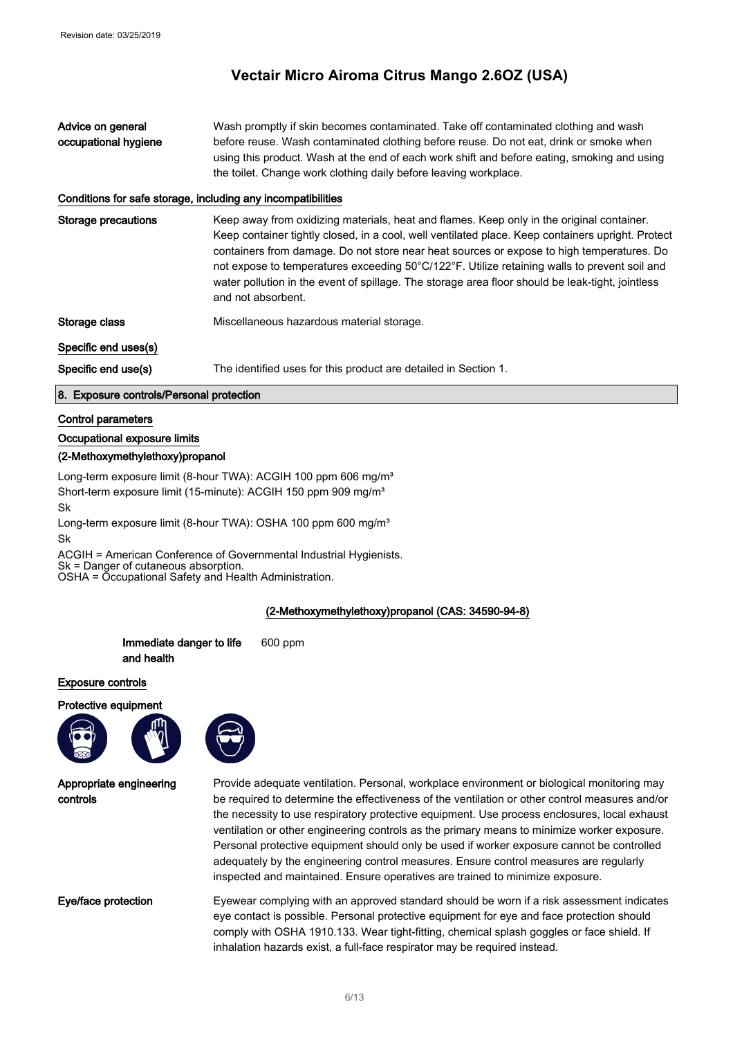# Vectair Micro Airoma Citrus Mango 2.6OZ (USA)

| | |
|---|---|
| **Advice on general occupational hygiene** | Wash promptly if skin becomes contaminated. Take off contaminated clothing and wash before reuse. Wash contaminated clothing before reuse. Do not eat, drink or smoke when using this product. Wash at the end of each work shift and before eating, smoking and using the toilet. Change work clothing daily before leaving workplace. |

### Conditions for safe storage, including any incompatibilities

| | |
|---|---|
| **Storage precautions** | Keep away from oxidizing materials, heat and flames. Keep only in the original container. Keep container tightly closed, in a cool, well ventilated place. Keep containers upright. Protect containers from damage. Do not store near heat sources or expose to high temperatures. Do not expose to temperatures exceeding 50°C/122°F. Utilize retaining walls to prevent soil and water pollution in the event of spillage. The storage area floor should be leak-tight, jointless and not absorbent. |
| **Storage class** | Miscellaneous hazardous material storage. |

### Specific end uses(s)

| | |
|---|---|
| **Specific end use(s)** | The identified uses for this product are detailed in Section 1. |

## 8. Exposure controls/Personal protection

### Control parameters

#### Occupational exposure limits

**(2-Methoxymethylethoxy)propanol**

Long-term exposure limit (8-hour TWA): ACGIH 100 ppm 606 mg/m³
Short-term exposure limit (15-minute): ACGIH 150 ppm 909 mg/m³
Sk
Long-term exposure limit (8-hour TWA): OSHA 100 ppm 600 mg/m³
Sk

ACGIH = American Conference of Governmental Industrial Hygienists.
Sk = Danger of cutaneous absorption.
OSHA = Occupational Safety and Health Administration.

**(2-Methoxymethylethoxy)propanol (CAS: 34590-94-8)**

| | |
|---|---|
| **Immediate danger to life and health** | 600 ppm |

### Exposure controls

**Protective equipment**

| | |
|---|---|
| **Appropriate engineering controls** | Provide adequate ventilation. Personal, workplace environment or biological monitoring may be required to determine the effectiveness of the ventilation or other control measures and/or the necessity to use respiratory protective equipment. Use process enclosures, local exhaust ventilation or other engineering controls as the primary means to minimize worker exposure. Personal protective equipment should only be used if worker exposure cannot be controlled adequately by the engineering control measures. Ensure control measures are regularly inspected and maintained. Ensure operatives are trained to minimize exposure. |
| **Eye/face protection** | Eyewear complying with an approved standard should be worn if a risk assessment indicates eye contact is possible. Personal protective equipment for eye and face protection should comply with OSHA 1910.133. Wear tight-fitting, chemical splash goggles or face shield. If inhalation hazards exist, a full-face respirator may be required instead. |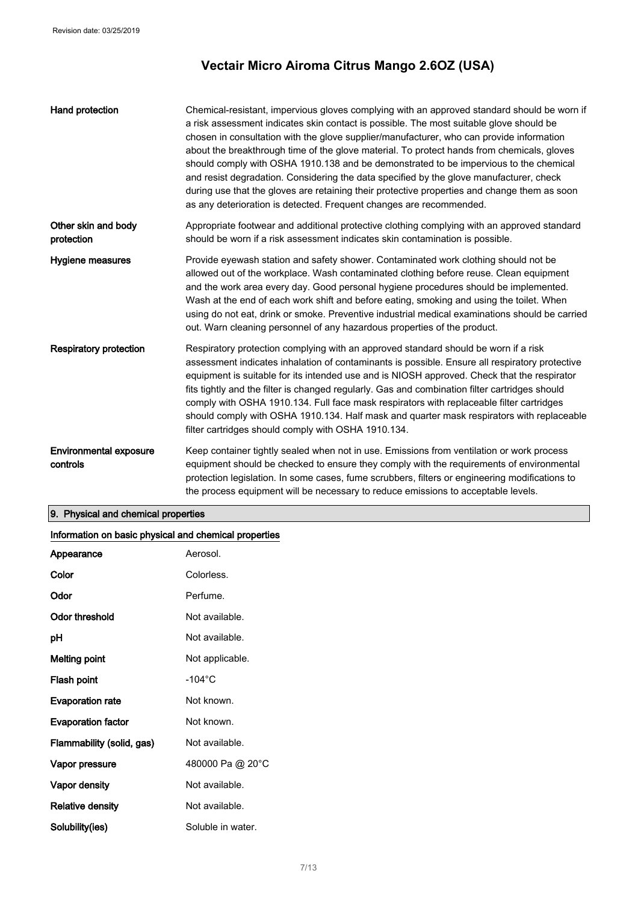| | |
|---|---|
| **Hand protection** | Chemical-resistant, impervious gloves complying with an approved standard should be worn if a risk assessment indicates skin contact is possible. The most suitable glove should be chosen in consultation with the glove supplier/manufacturer, who can provide information about the breakthrough time of the glove material. To protect hands from chemicals, gloves should comply with OSHA 1910.138 and be demonstrated to be impervious to the chemical and resist degradation. Considering the data specified by the glove manufacturer, check during use that the gloves are retaining their protective properties and change them as soon as any deterioration is detected. Frequent changes are recommended. |
| **Other skin and body protection** | Appropriate footwear and additional protective clothing complying with an approved standard should be worn if a risk assessment indicates skin contamination is possible. |
| **Hygiene measures** | Provide eyewash station and safety shower. Contaminated work clothing should not be allowed out of the workplace. Wash contaminated clothing before reuse. Clean equipment and the work area every day. Good personal hygiene procedures should be implemented. Wash at the end of each work shift and before eating, smoking and using the toilet. When using do not eat, drink or smoke. Preventive industrial medical examinations should be carried out. Warn cleaning personnel of any hazardous properties of the product. |
| **Respiratory protection** | Respiratory protection complying with an approved standard should be worn if a risk assessment indicates inhalation of contaminants is possible. Ensure all respiratory protective equipment is suitable for its intended use and is NIOSH approved. Check that the respirator fits tightly and the filter is changed regularly. Gas and combination filter cartridges should comply with OSHA 1910.134. Full face mask respirators with replaceable filter cartridges should comply with OSHA 1910.134. Half mask and quarter mask respirators with replaceable filter cartridges should comply with OSHA 1910.134. |
| **Environmental exposure controls** | Keep container tightly sealed when not in use. Emissions from ventilation or work process equipment should be checked to ensure they comply with the requirements of environmental protection legislation. In some cases, fume scrubbers, filters or engineering modifications to the process equipment will be necessary to reduce emissions to acceptable levels. |

## 9. Physical and chemical properties

### Information on basic physical and chemical properties

| | |
|---|---|
| **Appearance** | Aerosol. |
| **Color** | Colorless. |
| **Odor** | Perfume. |
| **Odor threshold** | Not available. |
| **pH** | Not available. |
| **Melting point** | Not applicable. |
| **Flash point** | -104°C |
| **Evaporation rate** | Not known. |
| **Evaporation factor** | Not known. |
| **Flammability (solid, gas)** | Not available. |
| **Vapor pressure** | 480000 Pa @ 20°C |
| **Vapor density** | Not available. |
| **Relative density** | Not available. |
| **Solubility(ies)** | Soluble in water. |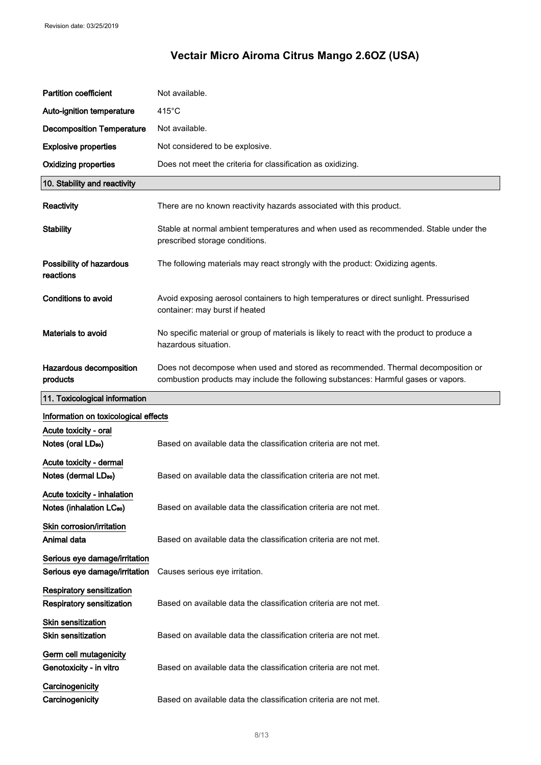| | |
|---|---|
| **Partition coefficient** | Not available. |
| **Auto-ignition temperature** | 415°C |
| **Decomposition Temperature** | Not available. |
| **Explosive properties** | Not considered to be explosive. |
| **Oxidizing properties** | Does not meet the criteria for classification as oxidizing. |

## 10. Stability and reactivity

| | |
|---|---|
| **Reactivity** | There are no known reactivity hazards associated with this product. |
| **Stability** | Stable at normal ambient temperatures and when used as recommended. Stable under the prescribed storage conditions. |
| **Possibility of hazardous reactions** | The following materials may react strongly with the product: Oxidizing agents. |
| **Conditions to avoid** | Avoid exposing aerosol containers to high temperatures or direct sunlight. Pressurised container: may burst if heated |
| **Materials to avoid** | No specific material or group of materials is likely to react with the product to produce a hazardous situation. |
| **Hazardous decomposition products** | Does not decompose when used and stored as recommended. Thermal decomposition or combustion products may include the following substances: Harmful gases or vapors. |

## 11. Toxicological information

**Information on toxicological effects**

**Acute toxicity - oral**

| | |
|---|---|
| **Notes (oral $LD_{50}$)** | Based on available data the classification criteria are not met. |

**Acute toxicity - dermal**

| | |
|---|---|
| **Notes (dermal $LD_{50}$)** | Based on available data the classification criteria are not met. |

**Acute toxicity - inhalation**

| | |
|---|---|
| **Notes (inhalation $LC_{50}$)** | Based on available data the classification criteria are not met. |

**Skin corrosion/irritation**

| | |
|---|---|
| **Animal data** | Based on available data the classification criteria are not met. |

**Serious eye damage/irritation**

| | |
|---|---|
| **Serious eye damage/irritation** | Causes serious eye irritation. |

**Respiratory sensitization**

| | |
|---|---|
| **Respiratory sensitization** | Based on available data the classification criteria are not met. |

**Skin sensitization**

| | |
|---|---|
| **Skin sensitization** | Based on available data the classification criteria are not met. |

**Germ cell mutagenicity**

| | |
|---|---|
| **Genotoxicity - in vitro** | Based on available data the classification criteria are not met. |

**Carcinogenicity**

| | |
|---|---|
| **Carcinogenicity** | Based on available data the classification criteria are not met. |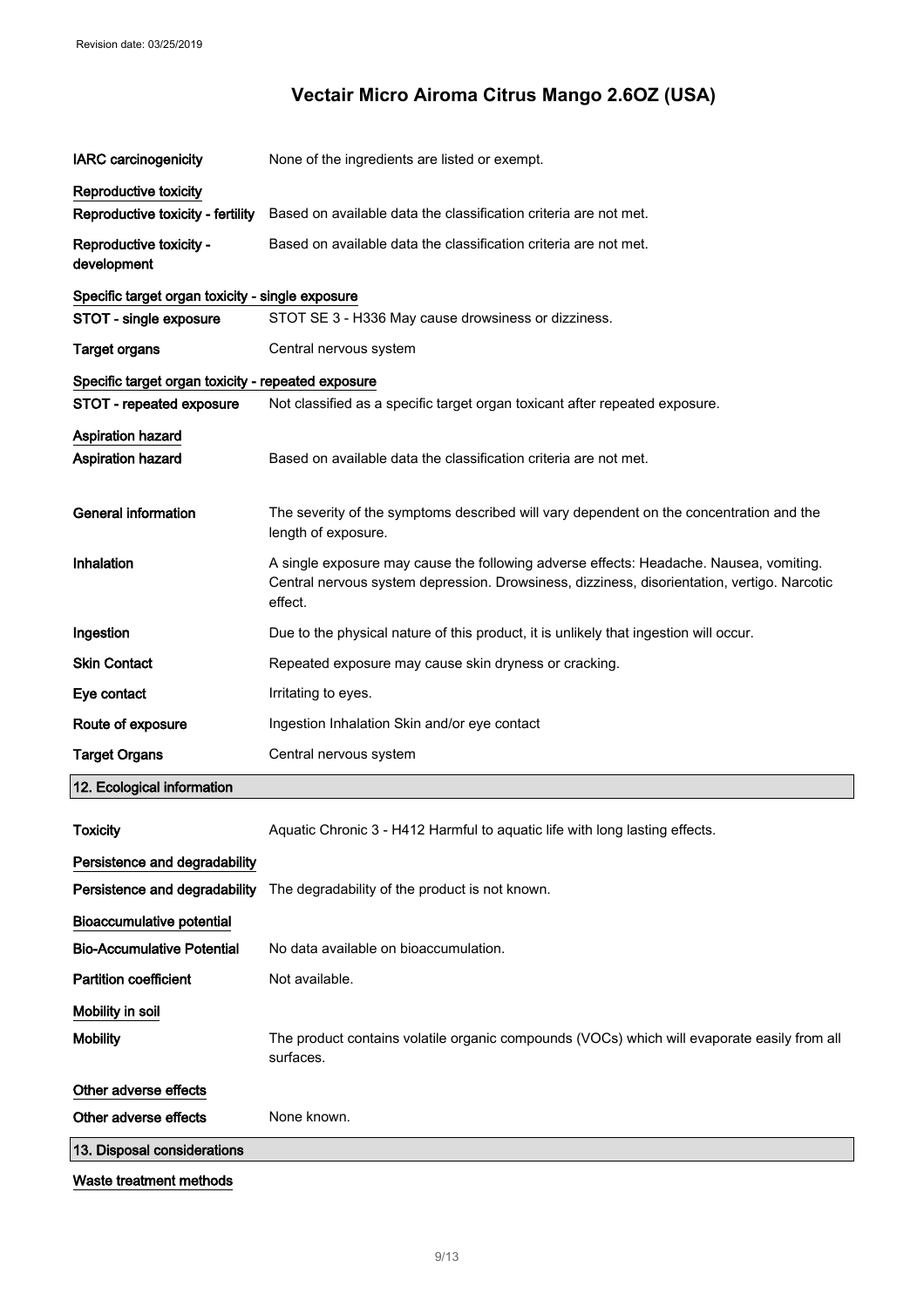Revision date: 03/25/2019

# Vectair Micro Airoma Citrus Mango 2.6OZ (USA)

| | |
|---|---|
| **IARC carcinogenicity** | None of the ingredients are listed or exempt. |

**Reproductive toxicity**

| | |
|---|---|
| **Reproductive toxicity - fertility** | Based on available data the classification criteria are not met. |
| **Reproductive toxicity - development** | Based on available data the classification criteria are not met. |

**Specific target organ toxicity - single exposure**

| | |
|---|---|
| **STOT - single exposure** | STOT SE 3 - H336 May cause drowsiness or dizziness. |
| **Target organs** | Central nervous system |

**Specific target organ toxicity - repeated exposure**

| | |
|---|---|
| **STOT - repeated exposure** | Not classified as a specific target organ toxicant after repeated exposure. |

**Aspiration hazard**

| | |
|---|---|
| **Aspiration hazard** | Based on available data the classification criteria are not met. |

| | |
|---|---|
| **General information** | The severity of the symptoms described will vary dependent on the concentration and the length of exposure. |
| **Inhalation** | A single exposure may cause the following adverse effects: Headache. Nausea, vomiting. Central nervous system depression. Drowsiness, dizziness, disorientation, vertigo. Narcotic effect. |
| **Ingestion** | Due to the physical nature of this product, it is unlikely that ingestion will occur. |
| **Skin Contact** | Repeated exposure may cause skin dryness or cracking. |
| **Eye contact** | Irritating to eyes. |
| **Route of exposure** | Ingestion Inhalation Skin and/or eye contact |
| **Target Organs** | Central nervous system |

## 12. Ecological information

| | |
|---|---|
| **Toxicity** | Aquatic Chronic 3 - H412 Harmful to aquatic life with long lasting effects. |

**Persistence and degradability**

| | |
|---|---|
| **Persistence and degradability** | The degradability of the product is not known. |

**Bioaccumulative potential**

| | |
|---|---|
| **Bio-Accumulative Potential** | No data available on bioaccumulation. |
| **Partition coefficient** | Not available. |

**Mobility in soil**

| | |
|---|---|
| **Mobility** | The product contains volatile organic compounds (VOCs) which will evaporate easily from all surfaces. |

**Other adverse effects**

| | |
|---|---|
| **Other adverse effects** | None known. |

## 13. Disposal considerations

**Waste treatment methods**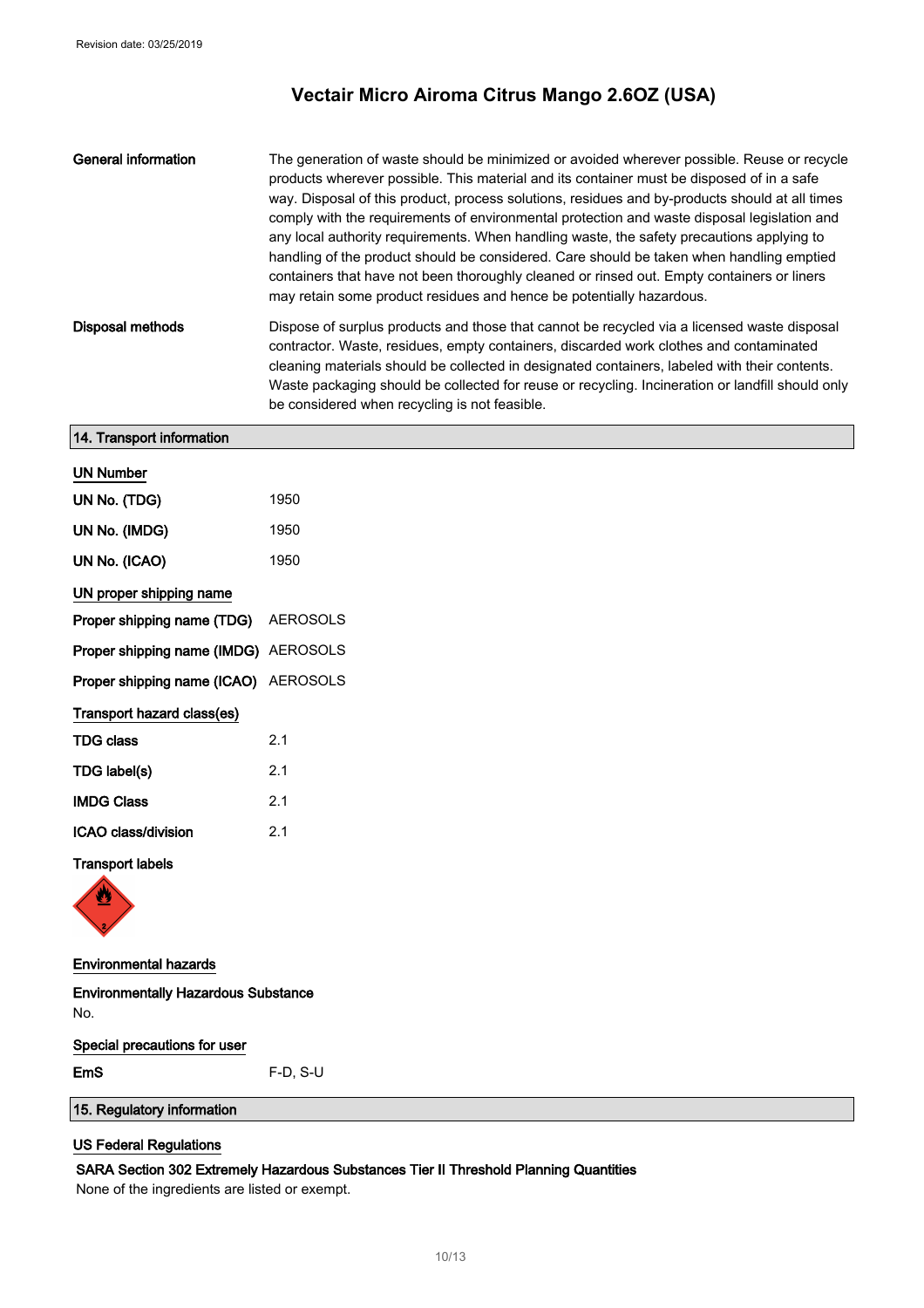| | |
|---|---|
| **General information** | The generation of waste should be minimized or avoided wherever possible. Reuse or recycle products wherever possible. This material and its container must be disposed of in a safe way. Disposal of this product, process solutions, residues and by-products should at all times comply with the requirements of environmental protection and waste disposal legislation and any local authority requirements. When handling waste, the safety precautions applying to handling of the product should be considered. Care should be taken when handling emptied containers that have not been thoroughly cleaned or rinsed out. Empty containers or liners may retain some product residues and hence be potentially hazardous. |
| **Disposal methods** | Dispose of surplus products and those that cannot be recycled via a licensed waste disposal contractor. Waste, residues, empty containers, discarded work clothes and contaminated cleaning materials should be collected in designated containers, labeled with their contents. Waste packaging should be collected for reuse or recycling. Incineration or landfill should only be considered when recycling is not feasible. |

## 14. Transport information

### UN Number

| | |
|---|---|
| **UN No. (TDG)** | 1950 |
| **UN No. (IMDG)** | 1950 |
| **UN No. (ICAO)** | 1950 |

### UN proper shipping name

| | |
|---|---|
| **Proper shipping name (TDG)** | AEROSOLS |
| **Proper shipping name (IMDG)** | AEROSOLS |
| **Proper shipping name (ICAO)** | AEROSOLS |

### Transport hazard class(es)

| | |
|---|---|
| **TDG class** | 2.1 |
| **TDG label(s)** | 2.1 |
| **IMDG Class** | 2.1 |
| **ICAO class/division** | 2.1 |

**Transport labels**

### Environmental hazards

**Environmentally Hazardous Substance**

No.

### Special precautions for user

| | |
|---|---|
| **EmS** | F-D, S-U |

## 15. Regulatory information

### US Federal Regulations

**SARA Section 302 Extremely Hazardous Substances Tier II Threshold Planning Quantities**

None of the ingredients are listed or exempt.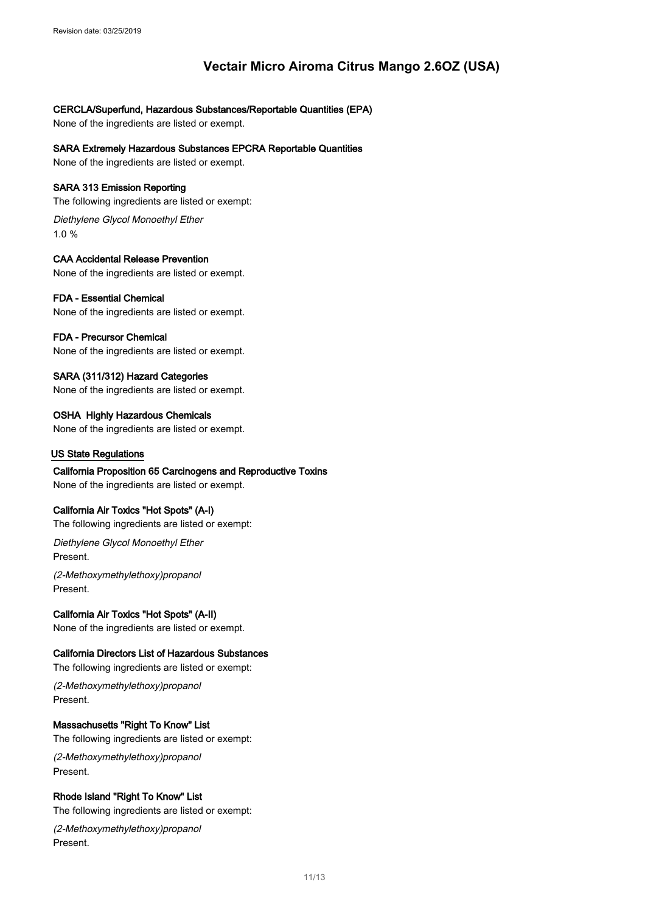### CERCLA/Superfund, Hazardous Substances/Reportable Quantities (EPA)

None of the ingredients are listed or exempt.

### SARA Extremely Hazardous Substances EPCRA Reportable Quantities

None of the ingredients are listed or exempt.

### SARA 313 Emission Reporting

The following ingredients are listed or exempt:

*Diethylene Glycol Monoethyl Ether*

1.0 %

### CAA Accidental Release Prevention

None of the ingredients are listed or exempt.

### FDA - Essential Chemical

None of the ingredients are listed or exempt.

### FDA - Precursor Chemical

None of the ingredients are listed or exempt.

### SARA (311/312) Hazard Categories

None of the ingredients are listed or exempt.

### OSHA Highly Hazardous Chemicals

None of the ingredients are listed or exempt.

## US State Regulations

### California Proposition 65 Carcinogens and Reproductive Toxins

None of the ingredients are listed or exempt.

### California Air Toxics "Hot Spots" (A-I)

The following ingredients are listed or exempt:

*Diethylene Glycol Monoethyl Ether*

Present.

*(2-Methoxymethylethoxy)propanol*

Present.

### California Air Toxics "Hot Spots" (A-II)

None of the ingredients are listed or exempt.

### California Directors List of Hazardous Substances

The following ingredients are listed or exempt:

*(2-Methoxymethylethoxy)propanol*

Present.

### Massachusetts "Right To Know" List

The following ingredients are listed or exempt:

*(2-Methoxymethylethoxy)propanol*

Present.

### Rhode Island "Right To Know" List

The following ingredients are listed or exempt:

*(2-Methoxymethylethoxy)propanol*

Present.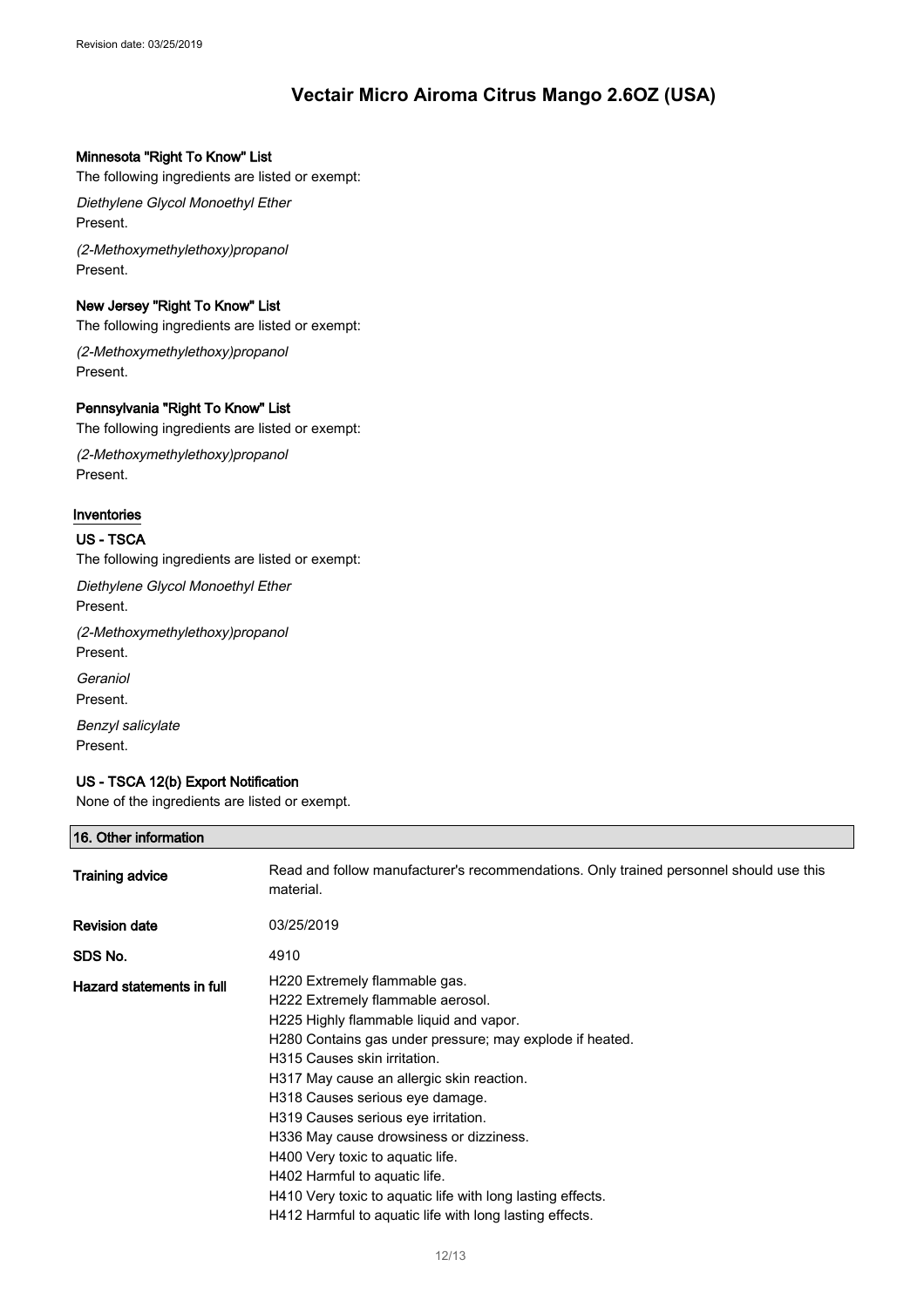#### Minnesota "Right To Know" List

The following ingredients are listed or exempt:

*Diethylene Glycol Monoethyl Ether*
Present.

*(2-Methoxymethylethoxy)propanol*
Present.

#### New Jersey "Right To Know" List

The following ingredients are listed or exempt:

*(2-Methoxymethylethoxy)propanol*
Present.

#### Pennsylvania "Right To Know" List

The following ingredients are listed or exempt:

*(2-Methoxymethylethoxy)propanol*
Present.

#### Inventories

#### US - TSCA

The following ingredients are listed or exempt:

*Diethylene Glycol Monoethyl Ether*
Present.

*(2-Methoxymethylethoxy)propanol*
Present.

*Geraniol*
Present.

*Benzyl salicylate*
Present.

#### US - TSCA 12(b) Export Notification

None of the ingredients are listed or exempt.

## 16. Other information

| | |
|---|---|
| **Training advice** | Read and follow manufacturer's recommendations. Only trained personnel should use this material. |
| **Revision date** | 03/25/2019 |
| **SDS No.** | 4910 |
| **Hazard statements in full** | H220 Extremely flammable gas.<br>H222 Extremely flammable aerosol.<br>H225 Highly flammable liquid and vapor.<br>H280 Contains gas under pressure; may explode if heated.<br>H315 Causes skin irritation.<br>H317 May cause an allergic skin reaction.<br>H318 Causes serious eye damage.<br>H319 Causes serious eye irritation.<br>H336 May cause drowsiness or dizziness.<br>H400 Very toxic to aquatic life.<br>H402 Harmful to aquatic life.<br>H410 Very toxic to aquatic life with long lasting effects.<br>H412 Harmful to aquatic life with long lasting effects. |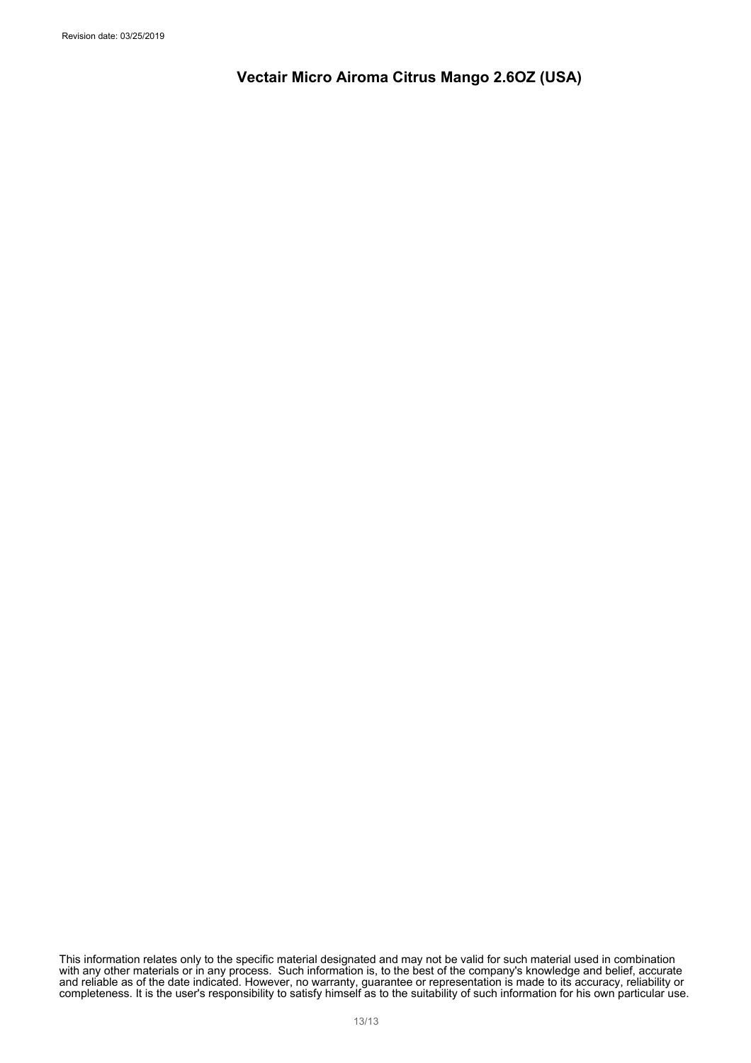This information relates only to the specific material designated and may not be valid for such material used in combination with any other materials or in any process. Such information is, to the best of the company's knowledge and belief, accurate and reliable as of the date indicated. However, no warranty, guarantee or representation is made to its accuracy, reliability or completeness. It is the user's responsibility to satisfy himself as to the suitability of such information for his own particular use.